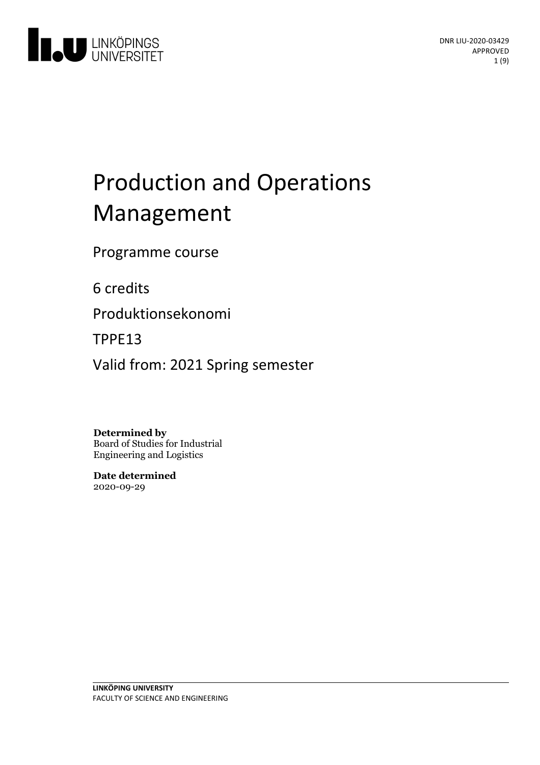DNR LIU-2020-03429
APPROVED

# Production and Operations Management

Programme course

6 credits

Produktionsekonomi

TPPE13

Valid from: 2021 Spring semester

**Determined by**
Board of Studies for Industrial Engineering and Logistics

**Date determined**
2020-09-29

**LINKÖPING UNIVERSITY**
FACULTY OF SCIENCE AND ENGINEERING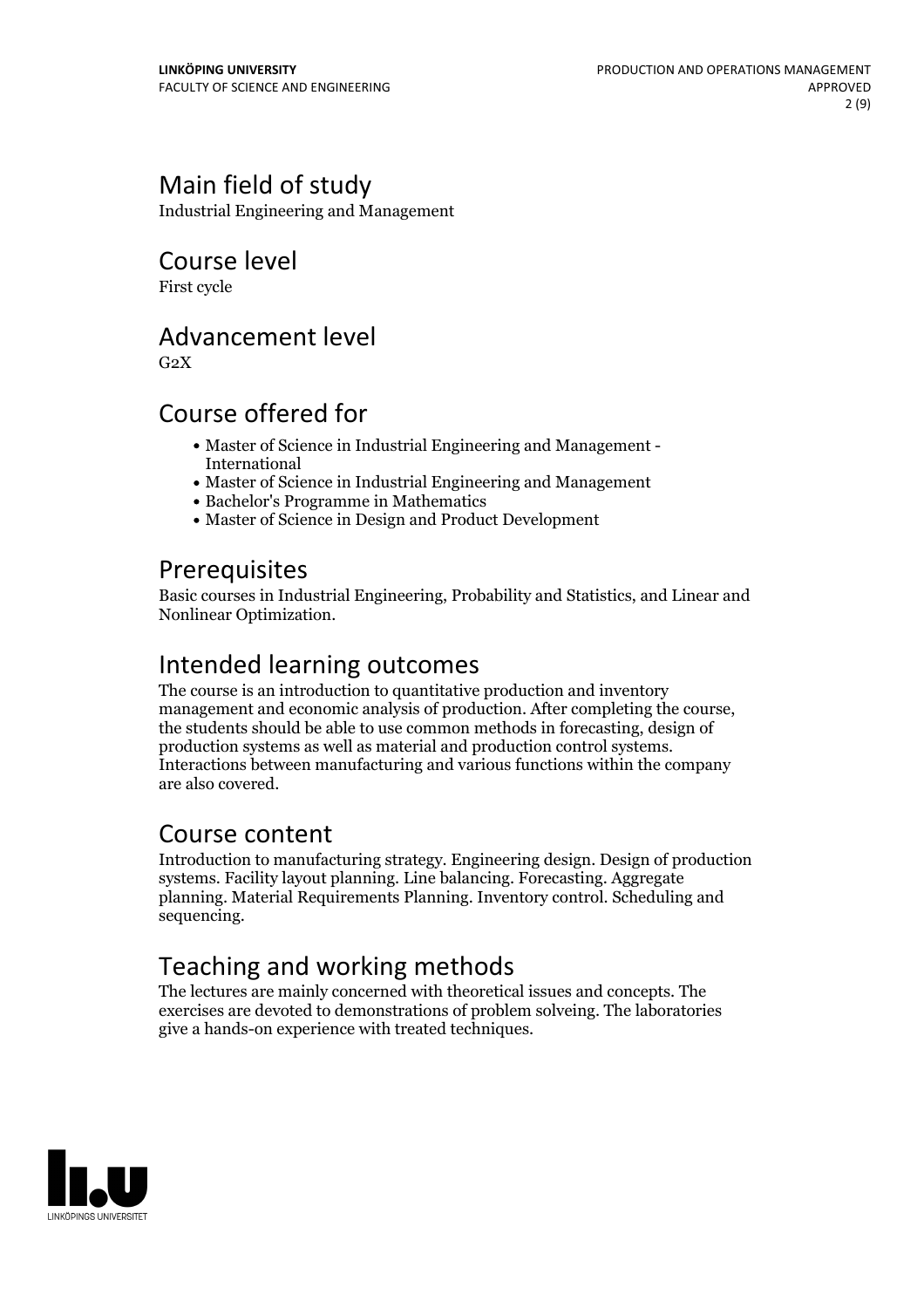## Main field of study

Industrial Engineering and Management

## Course level

First cycle

## Advancement level

G2X

## Course offered for

- Master of Science in Industrial Engineering and Management - International
- Master of Science in Industrial Engineering and Management
- Bachelor's Programme in Mathematics
- Master of Science in Design and Product Development

## Prerequisites

Basic courses in Industrial Engineering, Probability and Statistics, and Linear and Nonlinear Optimization.

## Intended learning outcomes

The course is an introduction to quantitative production and inventory management and economic analysis of production. After completing the course, the students should be able to use common methods in forecasting, design of production systems as well as material and production control systems. Interactions between manufacturing and various functions within the company are also covered.

## Course content

Introduction to manufacturing strategy. Engineering design. Design of production systems. Facility layout planning. Line balancing. Forecasting. Aggregate planning. Material Requirements Planning. Inventory control. Scheduling and sequencing.

## Teaching and working methods

The lectures are mainly concerned with theoretical issues and concepts. The exercises are devoted to demonstrations of problem solveing. The laboratories give a hands-on experience with treated techniques.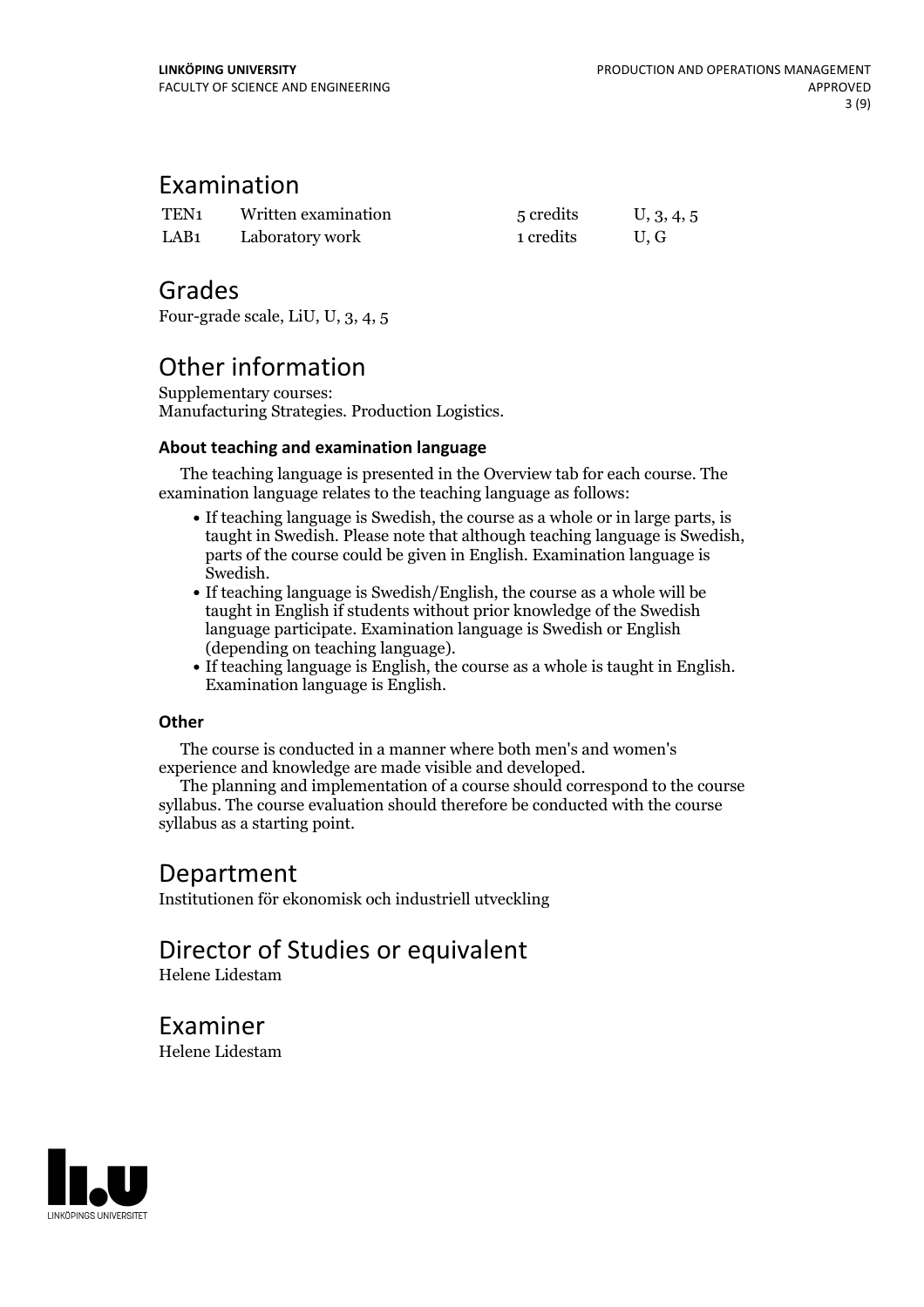## Examination

| | | | |
|---|---|---|---|
| TEN1 | Written examination | 5 credits | U, 3, 4, 5 |
| LAB1 | Laboratory work | 1 credits | U, G |

## Grades

Four-grade scale, LiU, U, 3, 4, 5

## Other information

Supplementary courses:
Manufacturing Strategies. Production Logistics.

### About teaching and examination language

The teaching language is presented in the Overview tab for each course. The examination language relates to the teaching language as follows:

- If teaching language is Swedish, the course as a whole or in large parts, is taught in Swedish. Please note that although teaching language is Swedish, parts of the course could be given in English. Examination language is Swedish.
- If teaching language is Swedish/English, the course as a whole will be taught in English if students without prior knowledge of the Swedish language participate. Examination language is Swedish or English (depending on teaching language).
- If teaching language is English, the course as a whole is taught in English. Examination language is English.

### Other

The course is conducted in a manner where both men's and women's experience and knowledge are made visible and developed.

The planning and implementation of a course should correspond to the course syllabus. The course evaluation should therefore be conducted with the course syllabus as a starting point.

## Department

Institutionen för ekonomisk och industriell utveckling

## Director of Studies or equivalent

Helene Lidestam

## Examiner

Helene Lidestam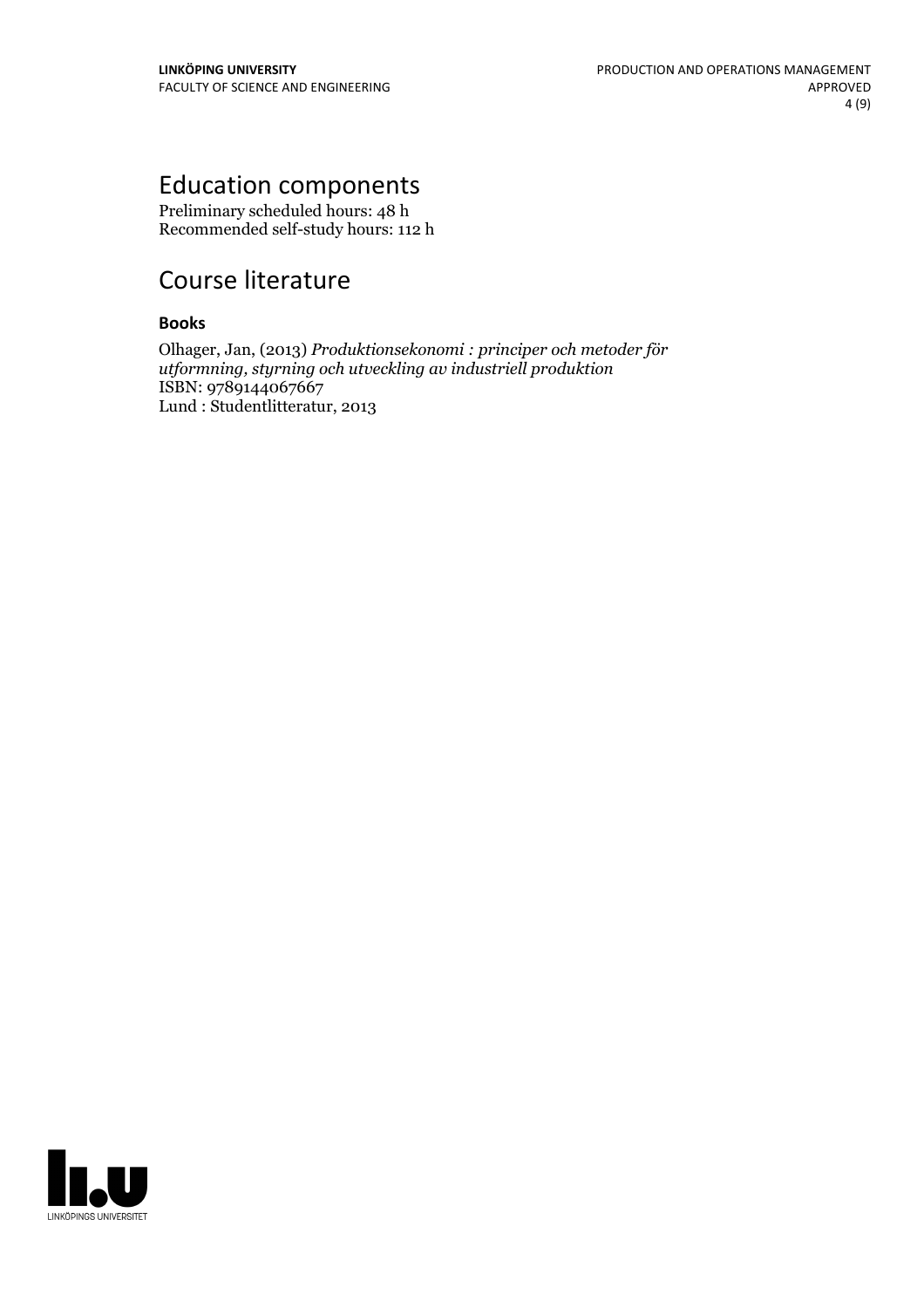# Education components

Preliminary scheduled hours: 48 h
Recommended self-study hours: 112 h

# Course literature

### Books

Olhager, Jan, (2013) *Produktionsekonomi : principer och metoder för utformning, styrning och utveckling av industriell produktion*
ISBN: 9789144067667
Lund : Studentlitteratur, 2013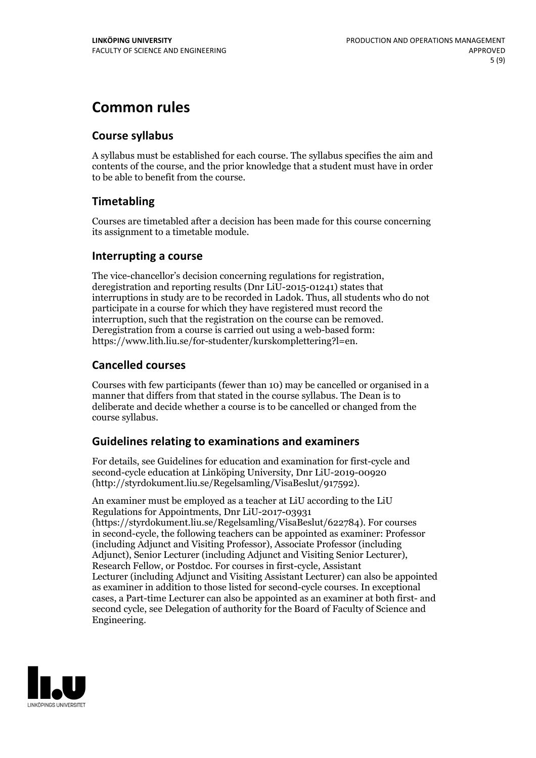# Common rules

## Course syllabus

A syllabus must be established for each course. The syllabus specifies the aim and contents of the course, and the prior knowledge that a student must have in order to be able to benefit from the course.

## Timetabling

Courses are timetabled after a decision has been made for this course concerning its assignment to a timetable module.

## Interrupting a course

The vice-chancellor's decision concerning regulations for registration, deregistration and reporting results (Dnr LiU-2015-01241) states that interruptions in study are to be recorded in Ladok. Thus, all students who do not participate in a course for which they have registered must record the interruption, such that the registration on the course can be removed. Deregistration from a course is carried out using a web-based form: https://www.lith.liu.se/for-studenter/kurskomplettering?l=en.

## Cancelled courses

Courses with few participants (fewer than 10) may be cancelled or organised in a manner that differs from that stated in the course syllabus. The Dean is to deliberate and decide whether a course is to be cancelled or changed from the course syllabus.

## Guidelines relating to examinations and examiners

For details, see Guidelines for education and examination for first-cycle and second-cycle education at Linköping University, Dnr LiU-2019-00920 (http://styrdokument.liu.se/Regelsamling/VisaBeslut/917592).

An examiner must be employed as a teacher at LiU according to the LiU Regulations for Appointments, Dnr LiU-2017-03931 (https://styrdokument.liu.se/Regelsamling/VisaBeslut/622784). For courses in second-cycle, the following teachers can be appointed as examiner: Professor (including Adjunct and Visiting Professor), Associate Professor (including Adjunct), Senior Lecturer (including Adjunct and Visiting Senior Lecturer), Research Fellow, or Postdoc. For courses in first-cycle, Assistant Lecturer (including Adjunct and Visiting Assistant Lecturer) can also be appointed as examiner in addition to those listed for second-cycle courses. In exceptional cases, a Part-time Lecturer can also be appointed as an examiner at both first- and second cycle, see Delegation of authority for the Board of Faculty of Science and Engineering.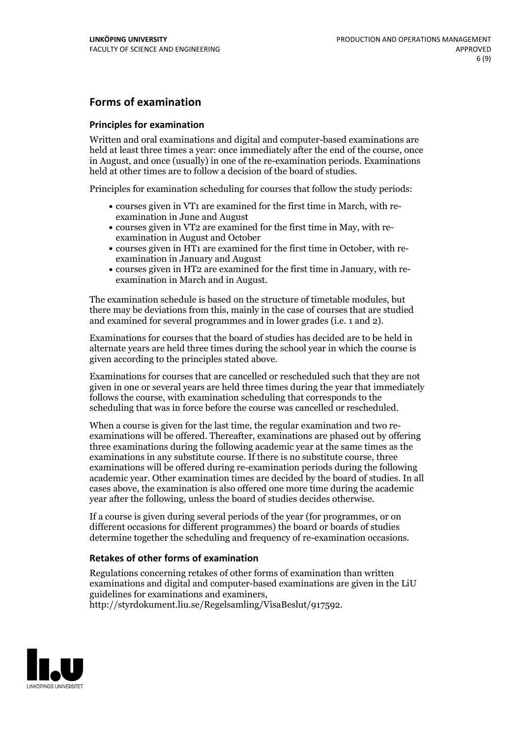## Forms of examination

### Principles for examination

Written and oral examinations and digital and computer-based examinations are held at least three times a year: once immediately after the end of the course, once in August, and once (usually) in one of the re-examination periods. Examinations held at other times are to follow a decision of the board of studies.

Principles for examination scheduling for courses that follow the study periods:

- courses given in VT1 are examined for the first time in March, with re-examination in June and August
- courses given in VT2 are examined for the first time in May, with re-examination in August and October
- courses given in HT1 are examined for the first time in October, with re-examination in January and August
- courses given in HT2 are examined for the first time in January, with re-examination in March and in August.

The examination schedule is based on the structure of timetable modules, but there may be deviations from this, mainly in the case of courses that are studied and examined for several programmes and in lower grades (i.e. 1 and 2).

Examinations for courses that the board of studies has decided are to be held in alternate years are held three times during the school year in which the course is given according to the principles stated above.

Examinations for courses that are cancelled or rescheduled such that they are not given in one or several years are held three times during the year that immediately follows the course, with examination scheduling that corresponds to the scheduling that was in force before the course was cancelled or rescheduled.

When a course is given for the last time, the regular examination and two re-examinations will be offered. Thereafter, examinations are phased out by offering three examinations during the following academic year at the same times as the examinations in any substitute course. If there is no substitute course, three examinations will be offered during re-examination periods during the following academic year. Other examination times are decided by the board of studies. In all cases above, the examination is also offered one more time during the academic year after the following, unless the board of studies decides otherwise.

If a course is given during several periods of the year (for programmes, or on different occasions for different programmes) the board or boards of studies determine together the scheduling and frequency of re-examination occasions.

### Retakes of other forms of examination

Regulations concerning retakes of other forms of examination than written examinations and digital and computer-based examinations are given in the LiU guidelines for examinations and examiners, http://styrdokument.liu.se/Regelsamling/VisaBeslut/917592.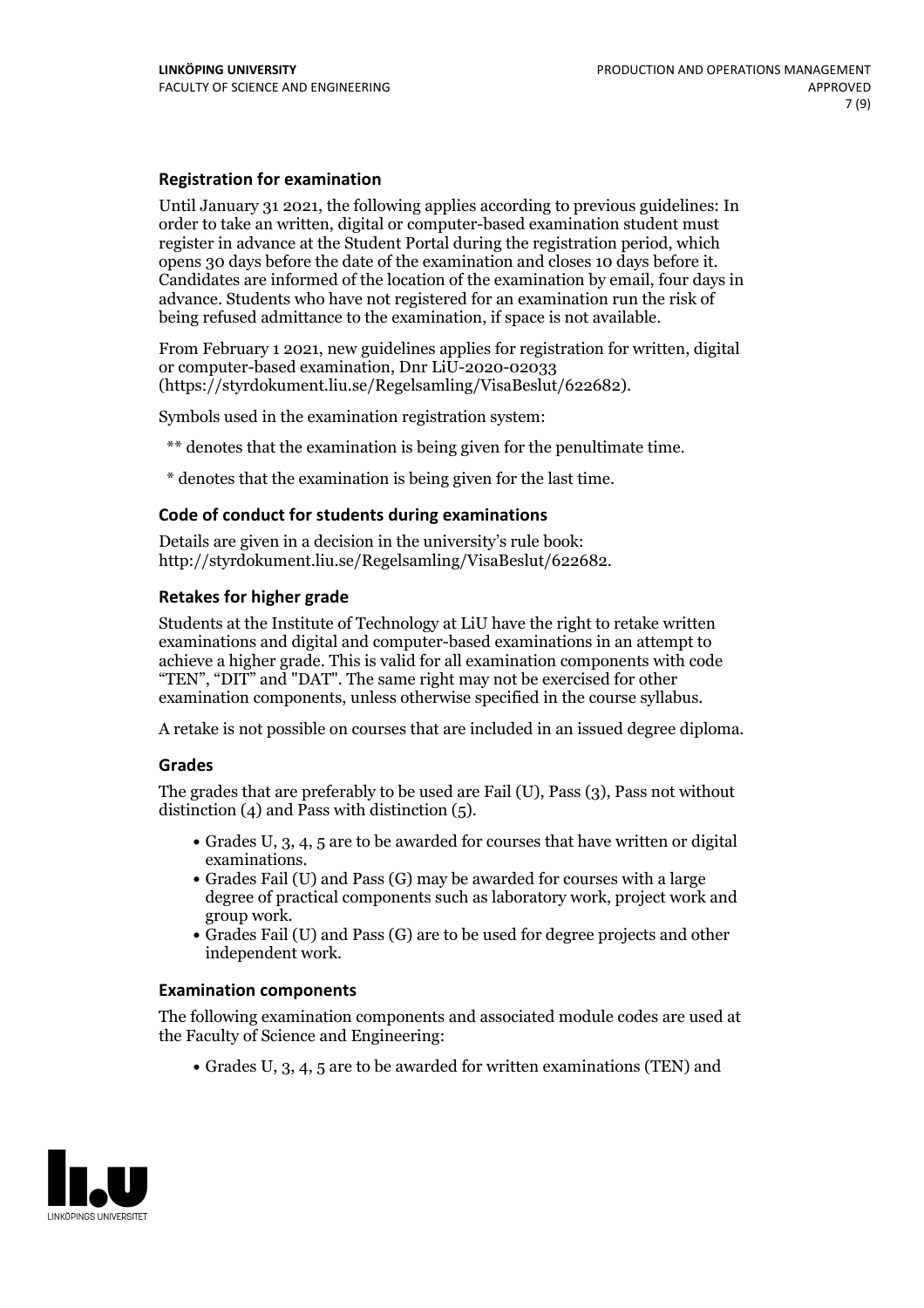### Registration for examination

Until January 31 2021, the following applies according to previous guidelines: In order to take an written, digital or computer-based examination student must register in advance at the Student Portal during the registration period, which opens 30 days before the date of the examination and closes 10 days before it. Candidates are informed of the location of the examination by email, four days in advance. Students who have not registered for an examination run the risk of being refused admittance to the examination, if space is not available.

From February 1 2021, new guidelines applies for registration for written, digital or computer-based examination, Dnr LiU-2020-02033 (https://styrdokument.liu.se/Regelsamling/VisaBeslut/622682).

Symbols used in the examination registration system:

** denotes that the examination is being given for the penultimate time.

* denotes that the examination is being given for the last time.

### Code of conduct for students during examinations

Details are given in a decision in the university's rule book: http://styrdokument.liu.se/Regelsamling/VisaBeslut/622682.

### Retakes for higher grade

Students at the Institute of Technology at LiU have the right to retake written examinations and digital and computer-based examinations in an attempt to achieve a higher grade. This is valid for all examination components with code "TEN", "DIT" and "DAT". The same right may not be exercised for other examination components, unless otherwise specified in the course syllabus.

A retake is not possible on courses that are included in an issued degree diploma.

### Grades

The grades that are preferably to be used are Fail (U), Pass (3), Pass not without distinction (4) and Pass with distinction (5).

- Grades U, 3, 4, 5 are to be awarded for courses that have written or digital examinations.
- Grades Fail (U) and Pass (G) may be awarded for courses with a large degree of practical components such as laboratory work, project work and group work.
- Grades Fail (U) and Pass (G) are to be used for degree projects and other independent work.

### Examination components

The following examination components and associated module codes are used at the Faculty of Science and Engineering:

- Grades U, 3, 4, 5 are to be awarded for written examinations (TEN) and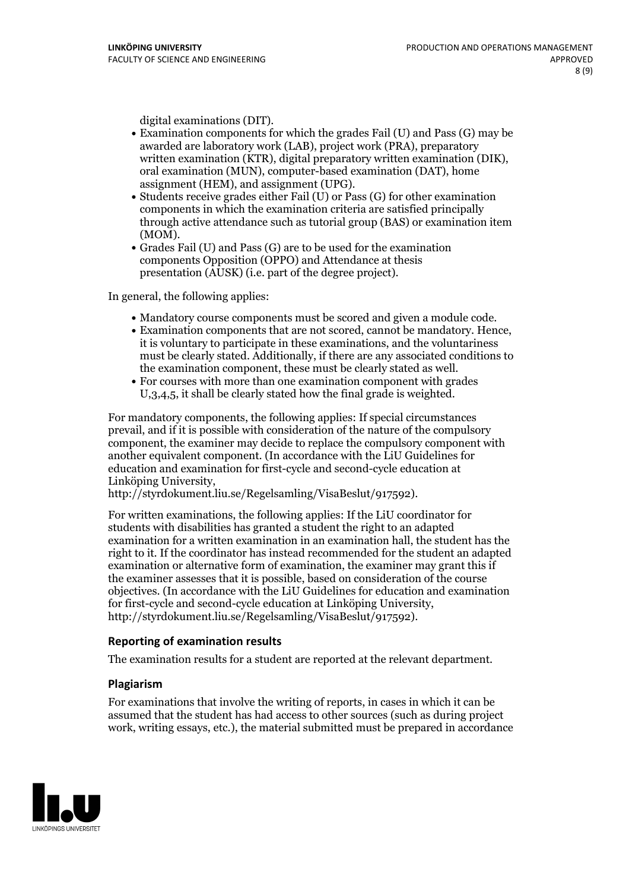digital examinations (DIT).

- Examination components for which the grades Fail (U) and Pass (G) may be awarded are laboratory work (LAB), project work (PRA), preparatory written examination (KTR), digital preparatory written examination (DIK), oral examination (MUN), computer-based examination (DAT), home assignment (HEM), and assignment (UPG).
- Students receive grades either Fail (U) or Pass (G) for other examination components in which the examination criteria are satisfied principally through active attendance such as tutorial group (BAS) or examination item (MOM).
- Grades Fail (U) and Pass (G) are to be used for the examination components Opposition (OPPO) and Attendance at thesis presentation (AUSK) (i.e. part of the degree project).

In general, the following applies:

- Mandatory course components must be scored and given a module code.
- Examination components that are not scored, cannot be mandatory. Hence, it is voluntary to participate in these examinations, and the voluntariness must be clearly stated. Additionally, if there are any associated conditions to the examination component, these must be clearly stated as well.
- For courses with more than one examination component with grades U,3,4,5, it shall be clearly stated how the final grade is weighted.

For mandatory components, the following applies: If special circumstances prevail, and if it is possible with consideration of the nature of the compulsory component, the examiner may decide to replace the compulsory component with another equivalent component. (In accordance with the LiU Guidelines for education and examination for first-cycle and second-cycle education at Linköping University, http://styrdokument.liu.se/Regelsamling/VisaBeslut/917592).

For written examinations, the following applies: If the LiU coordinator for students with disabilities has granted a student the right to an adapted examination for a written examination in an examination hall, the student has the right to it. If the coordinator has instead recommended for the student an adapted examination or alternative form of examination, the examiner may grant this if the examiner assesses that it is possible, based on consideration of the course objectives. (In accordance with the LiU Guidelines for education and examination for first-cycle and second-cycle education at Linköping University, http://styrdokument.liu.se/Regelsamling/VisaBeslut/917592).

### Reporting of examination results

The examination results for a student are reported at the relevant department.

### Plagiarism

For examinations that involve the writing of reports, in cases in which it can be assumed that the student has had access to other sources (such as during project work, writing essays, etc.), the material submitted must be prepared in accordance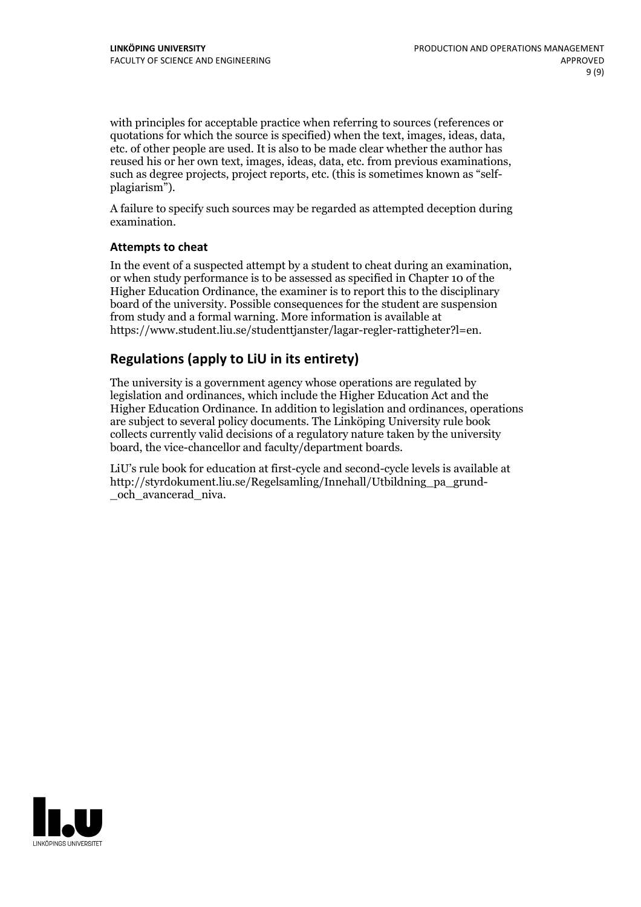with principles for acceptable practice when referring to sources (references or quotations for which the source is specified) when the text, images, ideas, data, etc. of other people are used. It is also to be made clear whether the author has reused his or her own text, images, ideas, data, etc. from previous examinations, such as degree projects, project reports, etc. (this is sometimes known as "self-plagiarism").

A failure to specify such sources may be regarded as attempted deception during examination.

### Attempts to cheat

In the event of a suspected attempt by a student to cheat during an examination, or when study performance is to be assessed as specified in Chapter 10 of the Higher Education Ordinance, the examiner is to report this to the disciplinary board of the university. Possible consequences for the student are suspension from study and a formal warning. More information is available at https://www.student.liu.se/studenttjanster/lagar-regler-rattigheter?l=en.

## Regulations (apply to LiU in its entirety)

The university is a government agency whose operations are regulated by legislation and ordinances, which include the Higher Education Act and the Higher Education Ordinance. In addition to legislation and ordinances, operations are subject to several policy documents. The Linköping University rule book collects currently valid decisions of a regulatory nature taken by the university board, the vice-chancellor and faculty/department boards.

LiU's rule book for education at first-cycle and second-cycle levels is available at http://styrdokument.liu.se/Regelsamling/Innehall/Utbildning_pa_grund-_och_avancerad_niva.